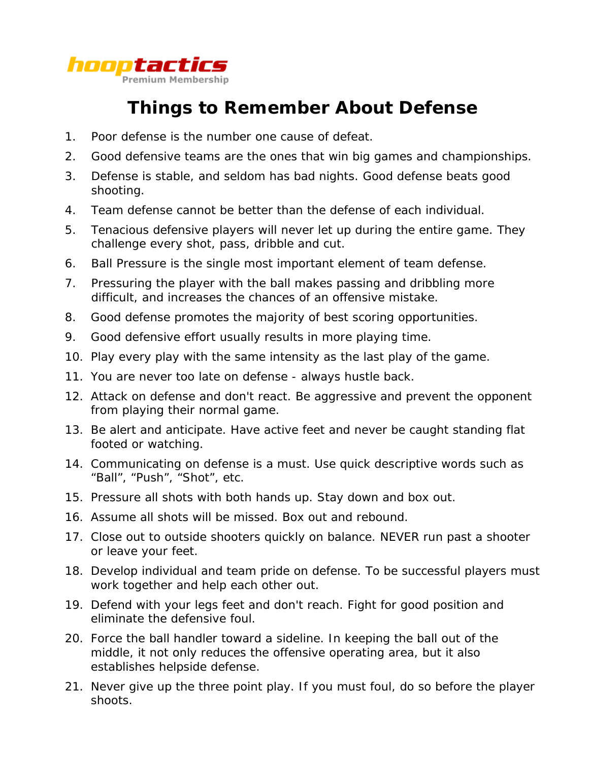hooptactics
Premium Membership

# Things to Remember About Defense

1. Poor defense is the number one cause of defeat.
2. Good defensive teams are the ones that win big games and championships.
3. Defense is stable, and seldom has bad nights. Good defense beats good shooting.
4. Team defense cannot be better than the defense of each individual.
5. Tenacious defensive players will never let up during the entire game. They challenge every shot, pass, dribble and cut.
6. Ball Pressure is the single most important element of team defense.
7. Pressuring the player with the ball makes passing and dribbling more difficult, and increases the chances of an offensive mistake.
8. Good defense promotes the majority of best scoring opportunities.
9. Good defensive effort usually results in more playing time.
10. Play every play with the same intensity as the last play of the game.
11. You are never too late on defense - always hustle back.
12. Attack on defense and don't react. Be aggressive and prevent the opponent from playing their normal game.
13. Be alert and anticipate. Have active feet and never be caught standing flat footed or watching.
14. Communicating on defense is a must. Use quick descriptive words such as “Ball”, “Push”, “Shot”, etc.
15. Pressure all shots with both hands up. Stay down and box out.
16. Assume all shots will be missed. Box out and rebound.
17. Close out to outside shooters quickly on balance. NEVER run past a shooter or leave your feet.
18. Develop individual and team pride on defense. To be successful players must work together and help each other out.
19. Defend with your legs feet and don't reach. Fight for good position and eliminate the defensive foul.
20. Force the ball handler toward a sideline. In keeping the ball out of the middle, it not only reduces the offensive operating area, but it also establishes helpside defense.
21. Never give up the three point play. If you must foul, do so before the player shoots.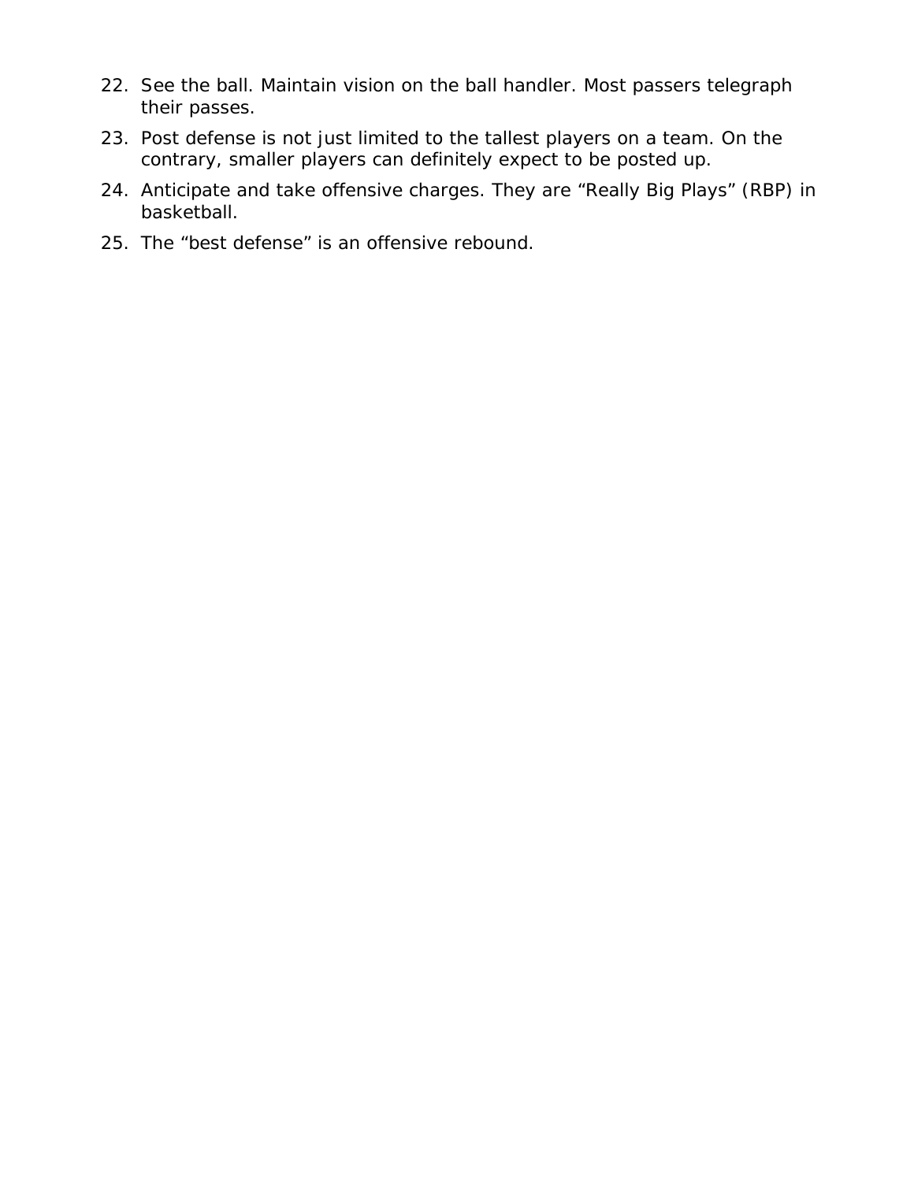22. See the ball. Maintain vision on the ball handler. Most passers telegraph their passes.
23. Post defense is not just limited to the tallest players on a team. On the contrary, smaller players can definitely expect to be posted up.
24. Anticipate and take offensive charges. They are "Really Big Plays" (RBP) in basketball.
25. The "best defense" is an offensive rebound.